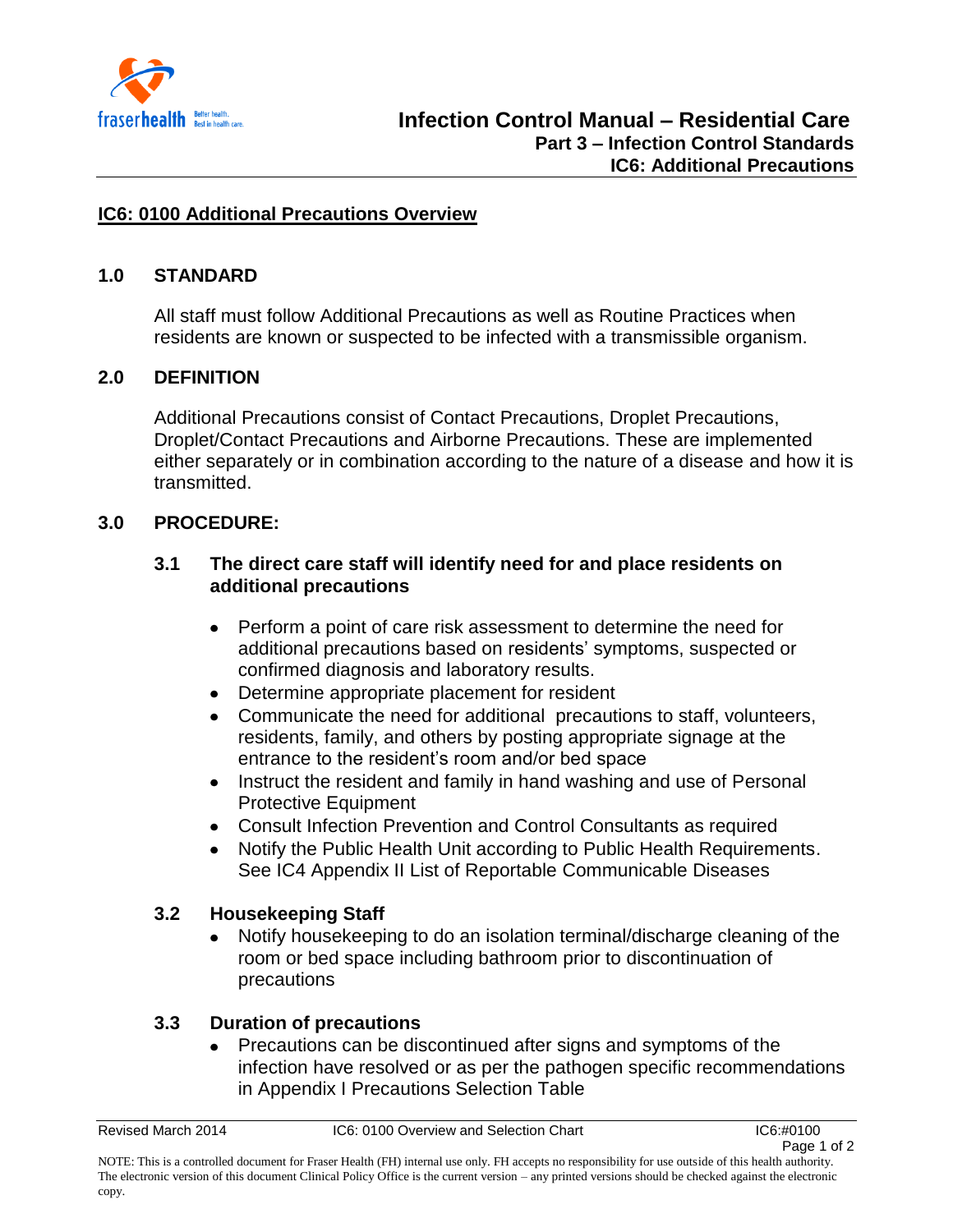# IC6: 0100 Additional Precautions Overview

## 1.0 STANDARD

All staff must follow Additional Precautions as well as Routine Practices when residents are known or suspected to be infected with a transmissible organism.

## 2.0 DEFINITION

Additional Precautions consist of Contact Precautions, Droplet Precautions, Droplet/Contact Precautions and Airborne Precautions. These are implemented either separately or in combination according to the nature of a disease and how it is transmitted.

## 3.0 PROCEDURE:

### 3.1 The direct care staff will identify need for and place residents on additional precautions

- Perform a point of care risk assessment to determine the need for additional precautions based on residents' symptoms, suspected or confirmed diagnosis and laboratory results.
- Determine appropriate placement for resident
- Communicate the need for additional precautions to staff, volunteers, residents, family, and others by posting appropriate signage at the entrance to the resident's room and/or bed space
- Instruct the resident and family in hand washing and use of Personal Protective Equipment
- Consult Infection Prevention and Control Consultants as required
- Notify the Public Health Unit according to Public Health Requirements. See IC4 Appendix II List of Reportable Communicable Diseases

### 3.2 Housekeeping Staff

- Notify housekeeping to do an isolation terminal/discharge cleaning of the room or bed space including bathroom prior to discontinuation of precautions

### 3.3 Duration of precautions

- Precautions can be discontinued after signs and symptoms of the infection have resolved or as per the pathogen specific recommendations in Appendix I Precautions Selection Table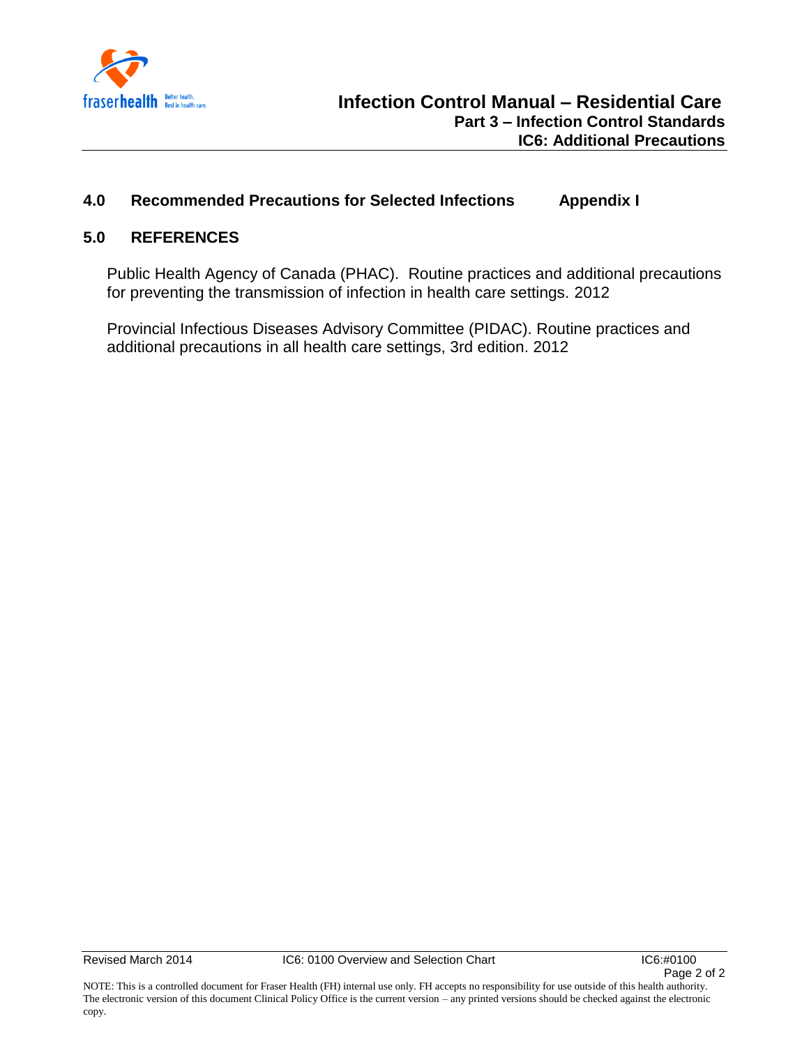## 4.0 Recommended Precautions for Selected Infections Appendix I

## 5.0 REFERENCES

Public Health Agency of Canada (PHAC). Routine practices and additional precautions for preventing the transmission of infection in health care settings. 2012

Provincial Infectious Diseases Advisory Committee (PIDAC). Routine practices and additional precautions in all health care settings, 3rd edition. 2012